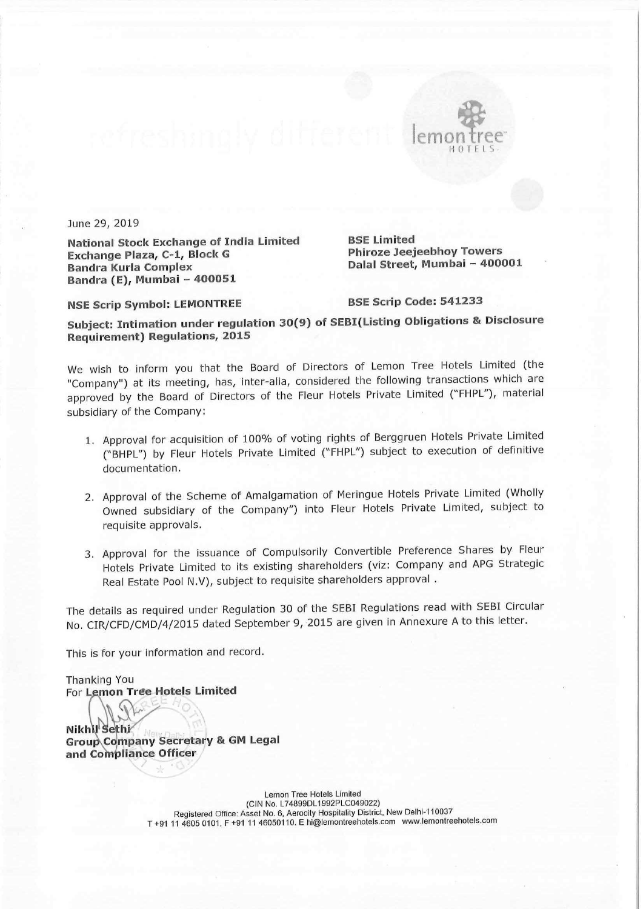June 29, 2019

**National Stock Exchange of India Limited**
**Exchange Plaza, C-1, Block G**
**Bandra Kurla Complex**
**Bandra (E), Mumbai – 400051**

**BSE Limited**
**Phiroze Jeejeebhoy Towers**
**Dalal Street, Mumbai – 400001**

**NSE Scrip Symbol: LEMONTREE**

**BSE Scrip Code: 541233**

**Subject: Intimation under regulation 30(9) of SEBI(Listing Obligations & Disclosure Requirement) Regulations, 2015**

We wish to inform you that the Board of Directors of Lemon Tree Hotels Limited (the "Company") at its meeting, has, inter-alia, considered the following transactions which are approved by the Board of Directors of the Fleur Hotels Private Limited ("FHPL"), material subsidiary of the Company:

1. Approval for acquisition of 100% of voting rights of Berggruen Hotels Private Limited ("BHPL") by Fleur Hotels Private Limited ("FHPL") subject to execution of definitive documentation.

2. Approval of the Scheme of Amalgamation of Meringue Hotels Private Limited (Wholly Owned subsidiary of the Company") into Fleur Hotels Private Limited, subject to requisite approvals.

3. Approval for the issuance of Compulsorily Convertible Preference Shares by Fleur Hotels Private Limited to its existing shareholders (viz: Company and APG Strategic Real Estate Pool N.V), subject to requisite shareholders approval .

The details as required under Regulation 30 of the SEBI Regulations read with SEBI Circular No. CIR/CFD/CMD/4/2015 dated September 9, 2015 are given in Annexure A to this letter.

This is for your information and record.

Thanking You
For **Lemon Tree Hotels Limited**

**Nikhil Sethi**
**Group Company Secretary & GM Legal and Compliance Officer**

Lemon Tree Hotels Limited
(CIN No. L74899DL1992PLC049022)
Registered Office: Asset No. 6, Aerocity Hospitality District, New Delhi-110037
T +91 11 4605 0101, F +91 11 46050110. E hi@lemontreehotels.com www.lemontreehotels.com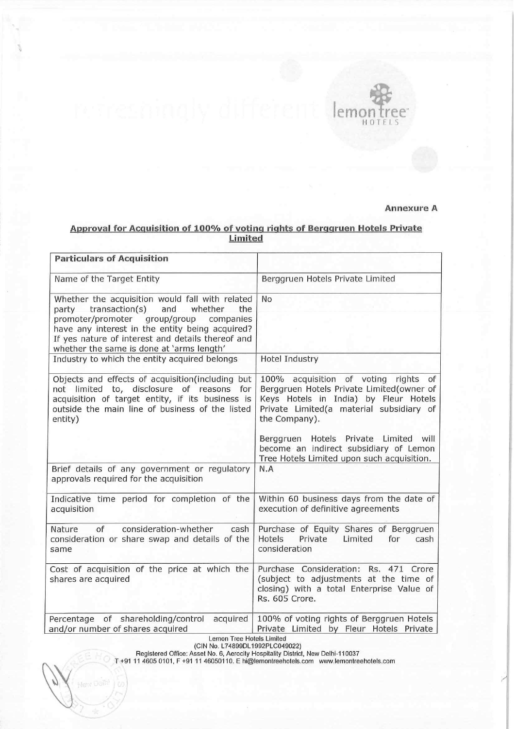**Annexure A**

**Approval for Acquisition of 100% of voting rights of Berggruen Hotels Private Limited**

| Particulars of Acquisition | |
|---|---|
| Name of the Target Entity | Berggruen Hotels Private Limited |
| Whether the acquisition would fall with related party transaction(s) and whether the promoter/promoter group/group companies have any interest in the entity being acquired? If yes nature of interest and details thereof and whether the same is done at 'arms length' | No |
| Industry to which the entity acquired belongs | Hotel Industry |
| Objects and effects of acquisition(including but not limited to, disclosure of reasons for acquisition of target entity, if its business is outside the main line of business of the listed entity) | 100% acquisition of voting rights of Berggruen Hotels Private Limited(owner of Keys Hotels in India) by Fleur Hotels Private Limited(a material subsidiary of the Company).<br><br>Berggruen Hotels Private Limited will become an indirect subsidiary of Lemon Tree Hotels Limited upon such acquisition. |
| Brief details of any government or regulatory approvals required for the acquisition | N.A |
| Indicative time period for completion of the acquisition | Within 60 business days from the date of execution of definitive agreements |
| Nature of consideration-whether cash consideration or share swap and details of the same | Purchase of Equity Shares of Berggruen Hotels Private Limited for cash consideration |
| Cost of acquisition of the price at which the shares are acquired | Purchase Consideration: Rs. 471 Crore (subject to adjustments at the time of closing) with a total Enterprise Value of Rs. 605 Crore. |
| Percentage of shareholding/control acquired and/or number of shares acquired | 100% of voting rights of Berggruen Hotels Private Limited by Fleur Hotels Private |

Lemon Tree Hotels Limited
(CIN No. L74899DL1992PLC049022)
Registered Office: Asset No. 6, Aerocity Hospitality District, New Delhi-110037
T +91 11 4605 0101, F +91 11 46050110. E hi@lemontreehotels.com www.lemontreehotels.com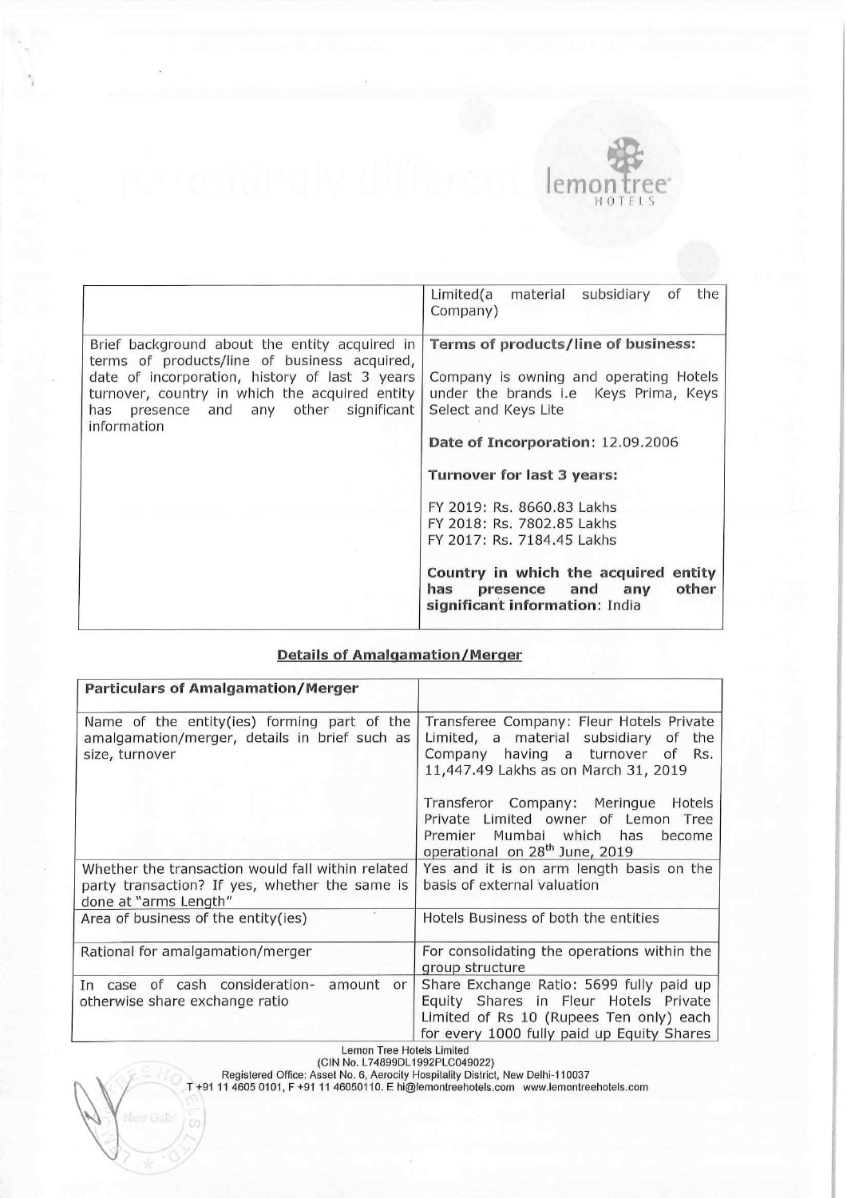| | |
|---|---|
| | Limited(a material subsidiary of the Company) |
| Brief background about the entity acquired in terms of products/line of business acquired, date of incorporation, history of last 3 years turnover, country in which the acquired entity has presence and any other significant information | **Terms of products/line of business:**<br><br>Company is owning and operating Hotels under the brands i.e Keys Prima, Keys Select and Keys Lite<br><br>**Date of Incorporation:** 12.09.2006<br><br>**Turnover for last 3 years:**<br><br>FY 2019: Rs. 8660.83 Lakhs<br>FY 2018: Rs. 7802.85 Lakhs<br>FY 2017: Rs. 7184.45 Lakhs<br><br>**Country in which the acquired entity has presence and any other significant information**: India |

**Details of Amalgamation/Merger**

| **Particulars of Amalgamation/Merger** | |
|---|---|
| Name of the entity(ies) forming part of the amalgamation/merger, details in brief such as size, turnover | Transferee Company: Fleur Hotels Private Limited, a material subsidiary of the Company having a turnover of Rs. 11,447.49 Lakhs as on March 31, 2019<br><br>Transferor Company: Meringue Hotels Private Limited owner of Lemon Tree Premier Mumbai which has become operational on 28th June, 2019 |
| Whether the transaction would fall within related party transaction? If yes, whether the same is done at "arms Length" | Yes and it is on arm length basis on the basis of external valuation |
| Area of business of the entity(ies) | Hotels Business of both the entities |
| Rational for amalgamation/merger | For consolidating the operations within the group structure |
| In case of cash consideration- amount or otherwise share exchange ratio | Share Exchange Ratio: 5699 fully paid up Equity Shares in Fleur Hotels Private Limited of Rs 10 (Rupees Ten only) each for every 1000 fully paid up Equity Shares |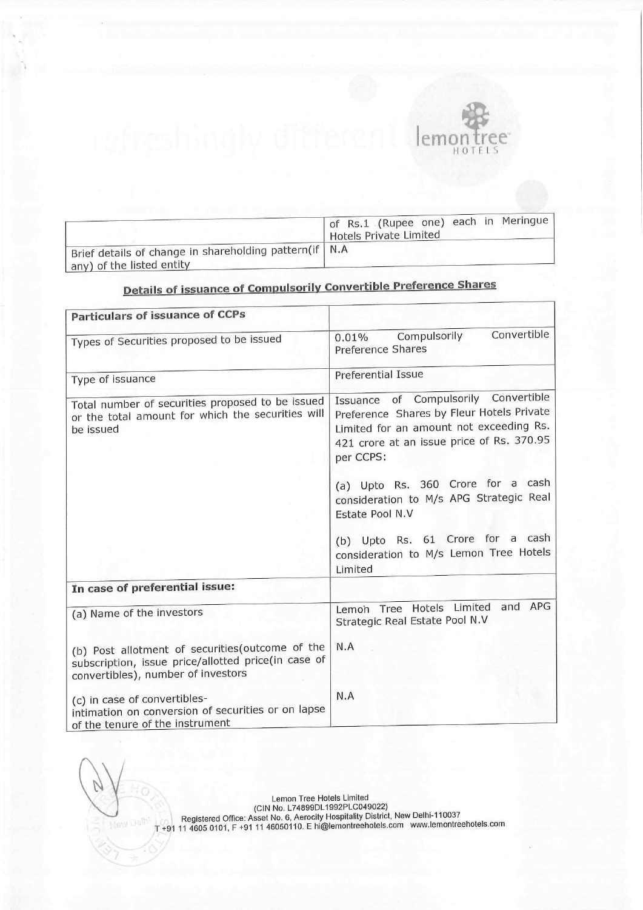| | |
|---|---|
| | of Rs.1 (Rupee one) each in Meringue Hotels Private Limited |
| Brief details of change in shareholding pattern(if any) of the listed entity | N.A |

## Details of issuance of Compulsorily Convertible Preference Shares

| Particulars of issuance of CCPs | |
|---|---|
| Types of Securities proposed to be issued | 0.01% Compulsorily Convertible Preference Shares |
| Type of issuance | Preferential Issue |
| Total number of securities proposed to be issued or the total amount for which the securities will be issued | Issuance of Compulsorily Convertible Preference Shares by Fleur Hotels Private Limited for an amount not exceeding Rs. 421 crore at an issue price of Rs. 370.95 per CCPS:<br><br>(a) Upto Rs. 360 Crore for a cash consideration to M/s APG Strategic Real Estate Pool N.V<br><br>(b) Upto Rs. 61 Crore for a cash consideration to M/s Lemon Tree Hotels Limited |
| **In case of preferential issue:** | |
| (a) Name of the investors | Lemon Tree Hotels Limited and APG Strategic Real Estate Pool N.V |
| (b) Post allotment of securities(outcome of the subscription, issue price/allotted price(in case of convertibles), number of investors | N.A |
| (c) in case of convertibles-<br>intimation on conversion of securities or on lapse of the tenure of the instrument | N.A |

Lemon Tree Hotels Limited
(CIN No. L74899DL1992PLC049022)
Registered Office: Asset No. 6, Aerocity Hospitality District, New Delhi-110037
T +91 11 4605 0101, F +91 11 46050110. E hi@lemontreehotels.com www.lemontreehotels.com